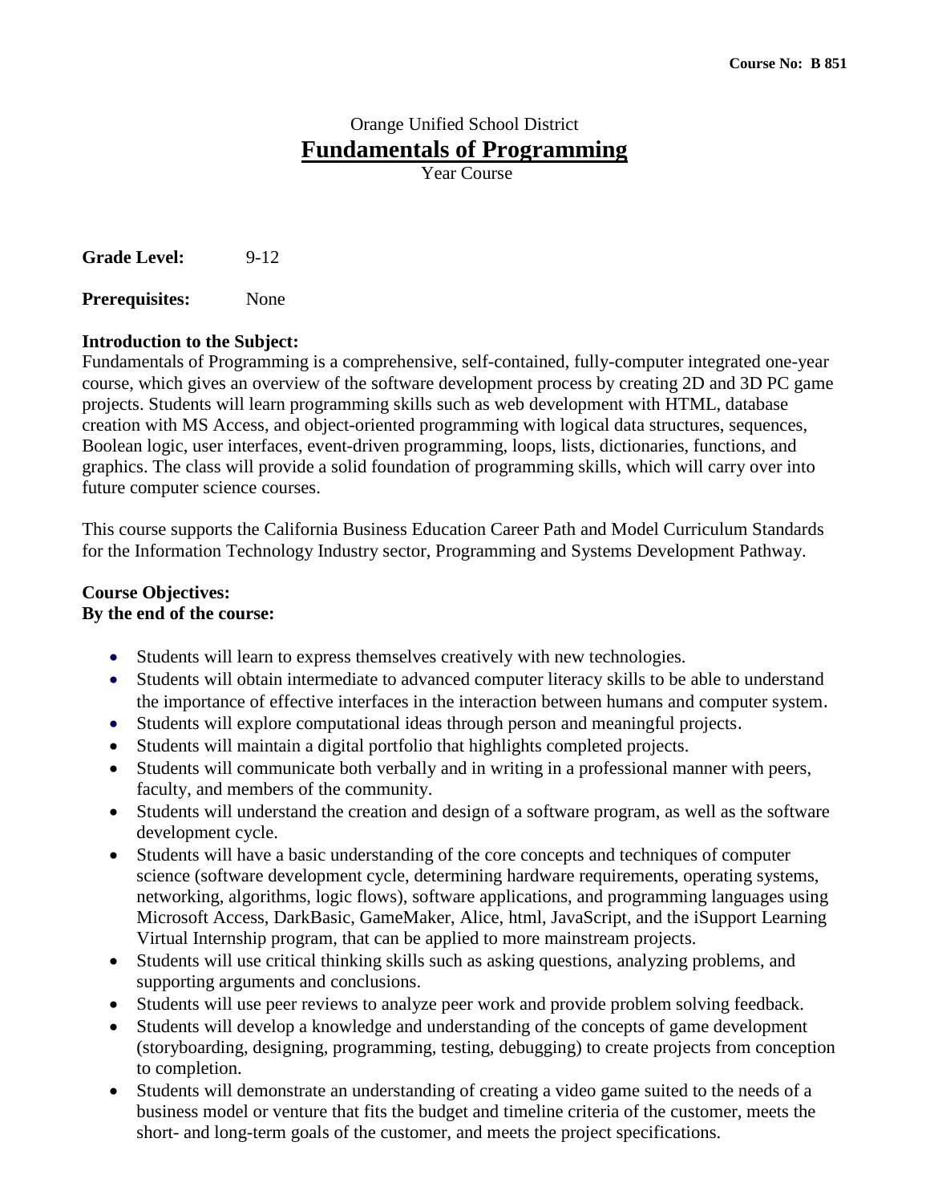**Course No: B 851**

Orange Unified School District

# Fundamentals of Programming

Year Course

**Grade Level:** 9-12

**Prerequisites:** None

**Introduction to the Subject:**

Fundamentals of Programming is a comprehensive, self-contained, fully-computer integrated one-year course, which gives an overview of the software development process by creating 2D and 3D PC game projects. Students will learn programming skills such as web development with HTML, database creation with MS Access, and object-oriented programming with logical data structures, sequences, Boolean logic, user interfaces, event-driven programming, loops, lists, dictionaries, functions, and graphics. The class will provide a solid foundation of programming skills, which will carry over into future computer science courses.

This course supports the California Business Education Career Path and Model Curriculum Standards for the Information Technology Industry sector, Programming and Systems Development Pathway.

**Course Objectives:**
**By the end of the course:**

- Students will learn to express themselves creatively with new technologies.
- Students will obtain intermediate to advanced computer literacy skills to be able to understand the importance of effective interfaces in the interaction between humans and computer system.
- Students will explore computational ideas through person and meaningful projects.
- Students will maintain a digital portfolio that highlights completed projects.
- Students will communicate both verbally and in writing in a professional manner with peers, faculty, and members of the community.
- Students will understand the creation and design of a software program, as well as the software development cycle.
- Students will have a basic understanding of the core concepts and techniques of computer science (software development cycle, determining hardware requirements, operating systems, networking, algorithms, logic flows), software applications, and programming languages using Microsoft Access, DarkBasic, GameMaker, Alice, html, JavaScript, and the iSupport Learning Virtual Internship program, that can be applied to more mainstream projects.
- Students will use critical thinking skills such as asking questions, analyzing problems, and supporting arguments and conclusions.
- Students will use peer reviews to analyze peer work and provide problem solving feedback.
- Students will develop a knowledge and understanding of the concepts of game development (storyboarding, designing, programming, testing, debugging) to create projects from conception to completion.
- Students will demonstrate an understanding of creating a video game suited to the needs of a business model or venture that fits the budget and timeline criteria of the customer, meets the short- and long-term goals of the customer, and meets the project specifications.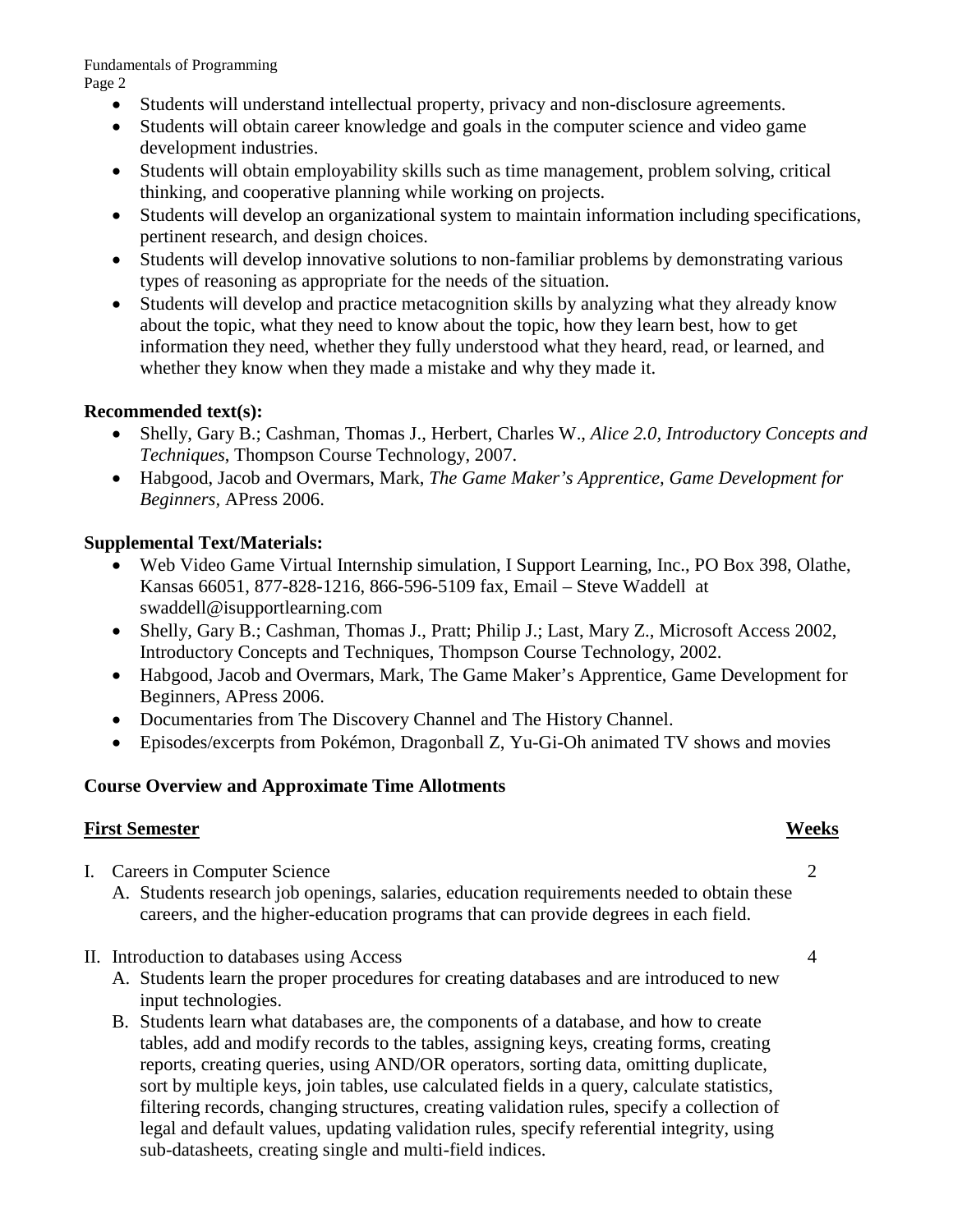- Students will understand intellectual property, privacy and non-disclosure agreements.
- Students will obtain career knowledge and goals in the computer science and video game development industries.
- Students will obtain employability skills such as time management, problem solving, critical thinking, and cooperative planning while working on projects.
- Students will develop an organizational system to maintain information including specifications, pertinent research, and design choices.
- Students will develop innovative solutions to non-familiar problems by demonstrating various types of reasoning as appropriate for the needs of the situation.
- Students will develop and practice metacognition skills by analyzing what they already know about the topic, what they need to know about the topic, how they learn best, how to get information they need, whether they fully understood what they heard, read, or learned, and whether they know when they made a mistake and why they made it.

**Recommended text(s):**

- Shelly, Gary B.; Cashman, Thomas J., Herbert, Charles W., *Alice 2.0, Introductory Concepts and Techniques*, Thompson Course Technology, 2007.
- Habgood, Jacob and Overmars, Mark, *The Game Maker's Apprentice, Game Development for Beginners*, APress 2006.

**Supplemental Text/Materials:**

- Web Video Game Virtual Internship simulation, I Support Learning, Inc., PO Box 398, Olathe, Kansas 66051, 877-828-1216, 866-596-5109 fax, Email – Steve Waddell at swaddell@isupportlearning.com
- Shelly, Gary B.; Cashman, Thomas J., Pratt; Philip J.; Last, Mary Z., Microsoft Access 2002, Introductory Concepts and Techniques, Thompson Course Technology, 2002.
- Habgood, Jacob and Overmars, Mark, The Game Maker's Apprentice, Game Development for Beginners, APress 2006.
- Documentaries from The Discovery Channel and The History Channel.
- Episodes/excerpts from Pokémon, Dragonball Z, Yu-Gi-Oh animated TV shows and movies

**Course Overview and Approximate Time Allotments**

**First Semester** **Weeks**

I. Careers in Computer Science — 2
   A. Students research job openings, salaries, education requirements needed to obtain these careers, and the higher-education programs that can provide degrees in each field.

II. Introduction to databases using Access — 4
   A. Students learn the proper procedures for creating databases and are introduced to new input technologies.
   B. Students learn what databases are, the components of a database, and how to create tables, add and modify records to the tables, assigning keys, creating forms, creating reports, creating queries, using AND/OR operators, sorting data, omitting duplicate, sort by multiple keys, join tables, use calculated fields in a query, calculate statistics, filtering records, changing structures, creating validation rules, specify a collection of legal and default values, updating validation rules, specify referential integrity, using sub-datasheets, creating single and multi-field indices.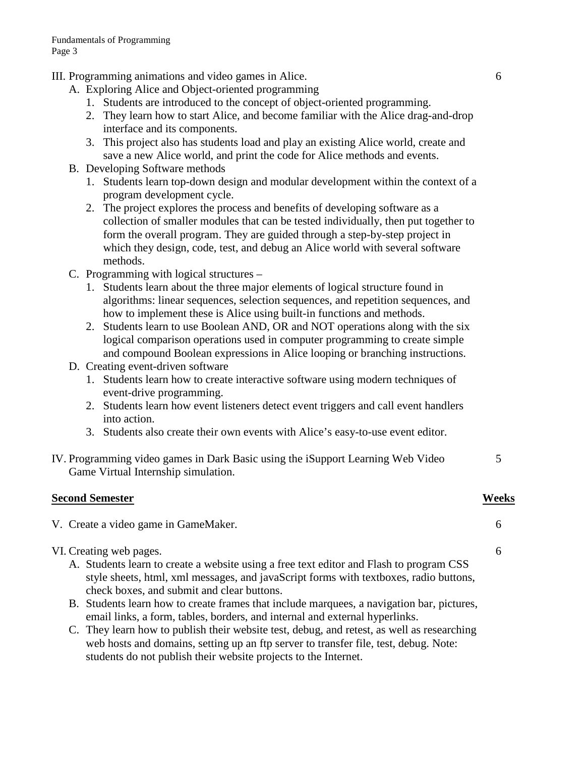III. Programming animations and video games in Alice. 6

  A. Exploring Alice and Object-oriented programming
     1. Students are introduced to the concept of object-oriented programming.
     2. They learn how to start Alice, and become familiar with the Alice drag-and-drop interface and its components.
     3. This project also has students load and play an existing Alice world, create and save a new Alice world, and print the code for Alice methods and events.
  B. Developing Software methods
     1. Students learn top-down design and modular development within the context of a program development cycle.
     2. The project explores the process and benefits of developing software as a collection of smaller modules that can be tested individually, then put together to form the overall program. They are guided through a step-by-step project in which they design, code, test, and debug an Alice world with several software methods.
  C. Programming with logical structures –
     1. Students learn about the three major elements of logical structure found in algorithms: linear sequences, selection sequences, and repetition sequences, and how to implement these is Alice using built-in functions and methods.
     2. Students learn to use Boolean AND, OR and NOT operations along with the six logical comparison operations used in computer programming to create simple and compound Boolean expressions in Alice looping or branching instructions.
  D. Creating event-driven software
     1. Students learn how to create interactive software using modern techniques of event-drive programming.
     2. Students learn how event listeners detect event triggers and call event handlers into action.
     3. Students also create their own events with Alice's easy-to-use event editor.

IV. Programming video games in Dark Basic using the iSupport Learning Web Video Game Virtual Internship simulation. 5

| **<u>Second Semester</u>** | **<u>Weeks</u>** |
|---|---|
| V. Create a video game in GameMaker. | 6 |
| VI. Creating web pages. | 6 |

  A. Students learn to create a website using a free text editor and Flash to program CSS style sheets, html, xml messages, and javaScript forms with textboxes, radio buttons, check boxes, and submit and clear buttons.
  B. Students learn how to create frames that include marquees, a navigation bar, pictures, email links, a form, tables, borders, and internal and external hyperlinks.
  C. They learn how to publish their website test, debug, and retest, as well as researching web hosts and domains, setting up an ftp server to transfer file, test, debug. Note: students do not publish their website projects to the Internet.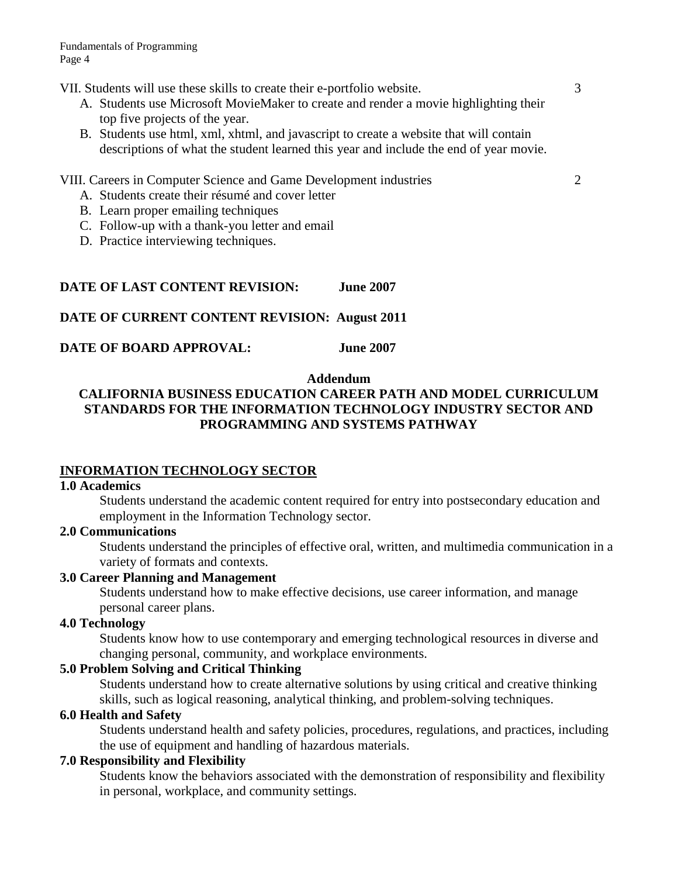VII. Students will use these skills to create their e-portfolio website. 3

A. Students use Microsoft MovieMaker to create and render a movie highlighting their top five projects of the year.
B. Students use html, xml, xhtml, and javascript to create a website that will contain descriptions of what the student learned this year and include the end of year movie.

VIII. Careers in Computer Science and Game Development industries 2

A. Students create their résumé and cover letter
B. Learn proper emailing techniques
C. Follow-up with a thank-you letter and email
D. Practice interviewing techniques.

**DATE OF LAST CONTENT REVISION: June 2007**

**DATE OF CURRENT CONTENT REVISION: August 2011**

**DATE OF BOARD APPROVAL: June 2007**

## Addendum

## CALIFORNIA BUSINESS EDUCATION CAREER PATH AND MODEL CURRICULUM STANDARDS FOR THE INFORMATION TECHNOLOGY INDUSTRY SECTOR AND PROGRAMMING AND SYSTEMS PATHWAY

### INFORMATION TECHNOLOGY SECTOR

**1.0 Academics**

Students understand the academic content required for entry into postsecondary education and employment in the Information Technology sector.

**2.0 Communications**

Students understand the principles of effective oral, written, and multimedia communication in a variety of formats and contexts.

**3.0 Career Planning and Management**

Students understand how to make effective decisions, use career information, and manage personal career plans.

**4.0 Technology**

Students know how to use contemporary and emerging technological resources in diverse and changing personal, community, and workplace environments.

**5.0 Problem Solving and Critical Thinking**

Students understand how to create alternative solutions by using critical and creative thinking skills, such as logical reasoning, analytical thinking, and problem-solving techniques.

**6.0 Health and Safety**

Students understand health and safety policies, procedures, regulations, and practices, including the use of equipment and handling of hazardous materials.

**7.0 Responsibility and Flexibility**

Students know the behaviors associated with the demonstration of responsibility and flexibility in personal, workplace, and community settings.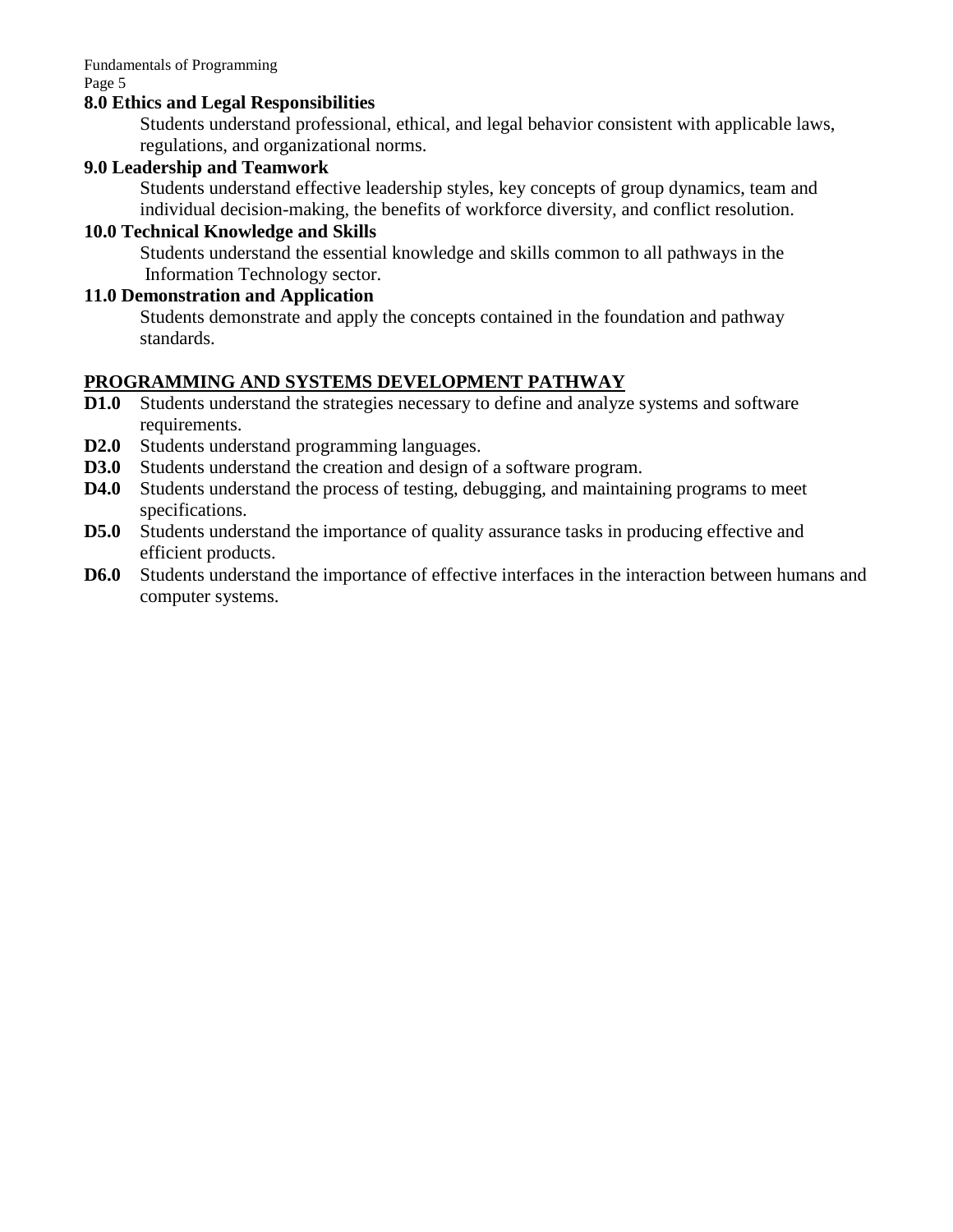**8.0 Ethics and Legal Responsibilities**

Students understand professional, ethical, and legal behavior consistent with applicable laws, regulations, and organizational norms.

**9.0 Leadership and Teamwork**

Students understand effective leadership styles, key concepts of group dynamics, team and individual decision-making, the benefits of workforce diversity, and conflict resolution.

**10.0 Technical Knowledge and Skills**

Students understand the essential knowledge and skills common to all pathways in the Information Technology sector.

**11.0 Demonstration and Application**

Students demonstrate and apply the concepts contained in the foundation and pathway standards.

## PROGRAMMING AND SYSTEMS DEVELOPMENT PATHWAY

**D1.0** Students understand the strategies necessary to define and analyze systems and software requirements.

**D2.0** Students understand programming languages.

**D3.0** Students understand the creation and design of a software program.

**D4.0** Students understand the process of testing, debugging, and maintaining programs to meet specifications.

**D5.0** Students understand the importance of quality assurance tasks in producing effective and efficient products.

**D6.0** Students understand the importance of effective interfaces in the interaction between humans and computer systems.